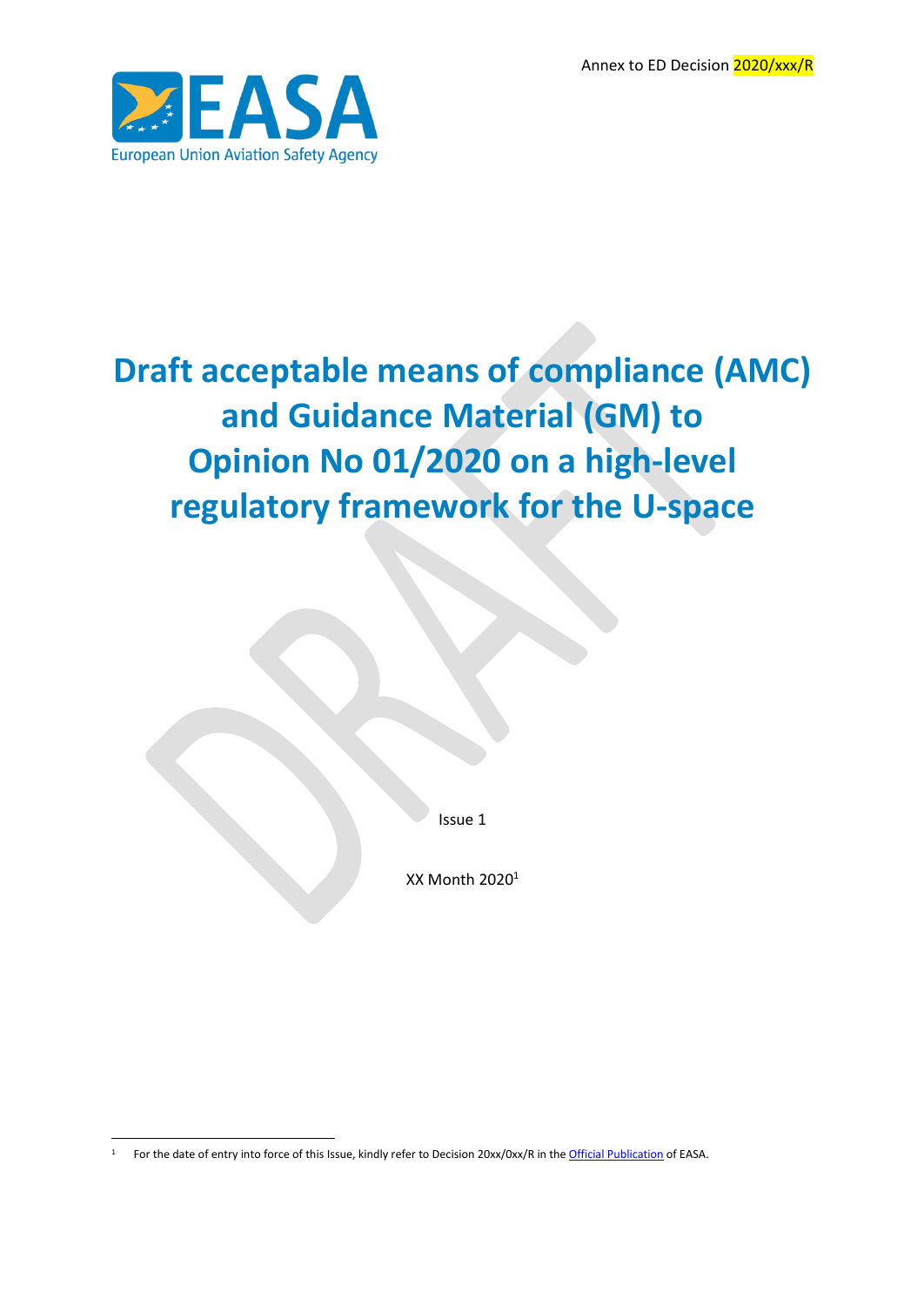Annex to ED Decision 2020/xxx/R

EASA
European Union Aviation Safety Agency

# Draft acceptable means of compliance (AMC) and Guidance Material (GM) to Opinion No 01/2020 on a high-level regulatory framework for the U-space

Issue 1

XX Month 2020[1]

[1] For the date of entry into force of this Issue, kindly refer to Decision 20xx/0xx/R in the Official Publication of EASA.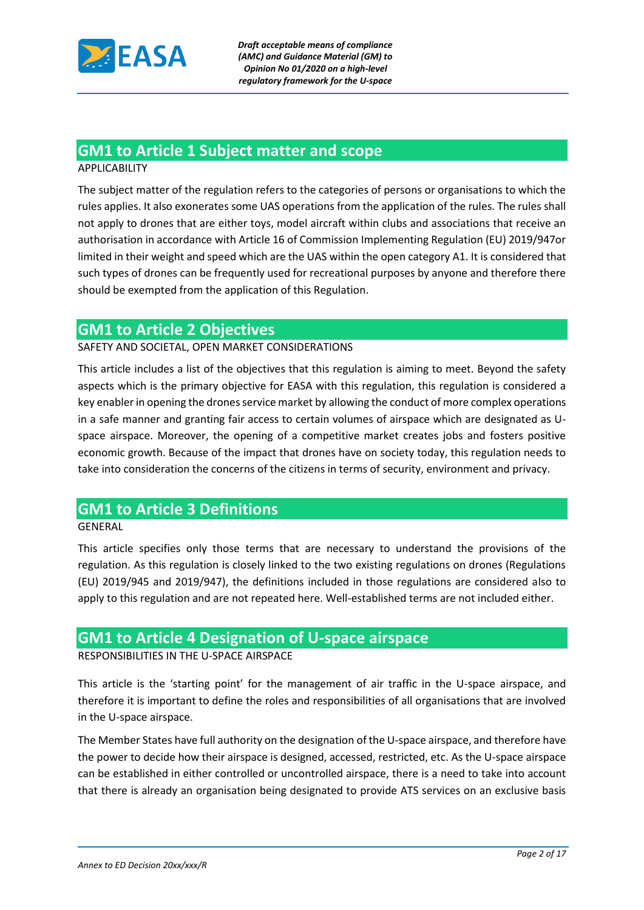## GM1 to Article 1 Subject matter and scope

APPLICABILITY

The subject matter of the regulation refers to the categories of persons or organisations to which the rules applies. It also exonerates some UAS operations from the application of the rules. The rules shall not apply to drones that are either toys, model aircraft within clubs and associations that receive an authorisation in accordance with Article 16 of Commission Implementing Regulation (EU) 2019/947or limited in their weight and speed which are the UAS within the open category A1. It is considered that such types of drones can be frequently used for recreational purposes by anyone and therefore there should be exempted from the application of this Regulation.

## GM1 to Article 2 Objectives

SAFETY AND SOCIETAL, OPEN MARKET CONSIDERATIONS

This article includes a list of the objectives that this regulation is aiming to meet. Beyond the safety aspects which is the primary objective for EASA with this regulation, this regulation is considered a key enabler in opening the drones service market by allowing the conduct of more complex operations in a safe manner and granting fair access to certain volumes of airspace which are designated as U-space airspace. Moreover, the opening of a competitive market creates jobs and fosters positive economic growth. Because of the impact that drones have on society today, this regulation needs to take into consideration the concerns of the citizens in terms of security, environment and privacy.

## GM1 to Article 3 Definitions

GENERAL

This article specifies only those terms that are necessary to understand the provisions of the regulation. As this regulation is closely linked to the two existing regulations on drones (Regulations (EU) 2019/945 and 2019/947), the definitions included in those regulations are considered also to apply to this regulation and are not repeated here. Well-established terms are not included either.

## GM1 to Article 4 Designation of U-space airspace

RESPONSIBILITIES IN THE U-SPACE AIRSPACE

This article is the 'starting point' for the management of air traffic in the U-space airspace, and therefore it is important to define the roles and responsibilities of all organisations that are involved in the U-space airspace.

The Member States have full authority on the designation of the U-space airspace, and therefore have the power to decide how their airspace is designed, accessed, restricted, etc. As the U-space airspace can be established in either controlled or uncontrolled airspace, there is a need to take into account that there is already an organisation being designated to provide ATS services on an exclusive basis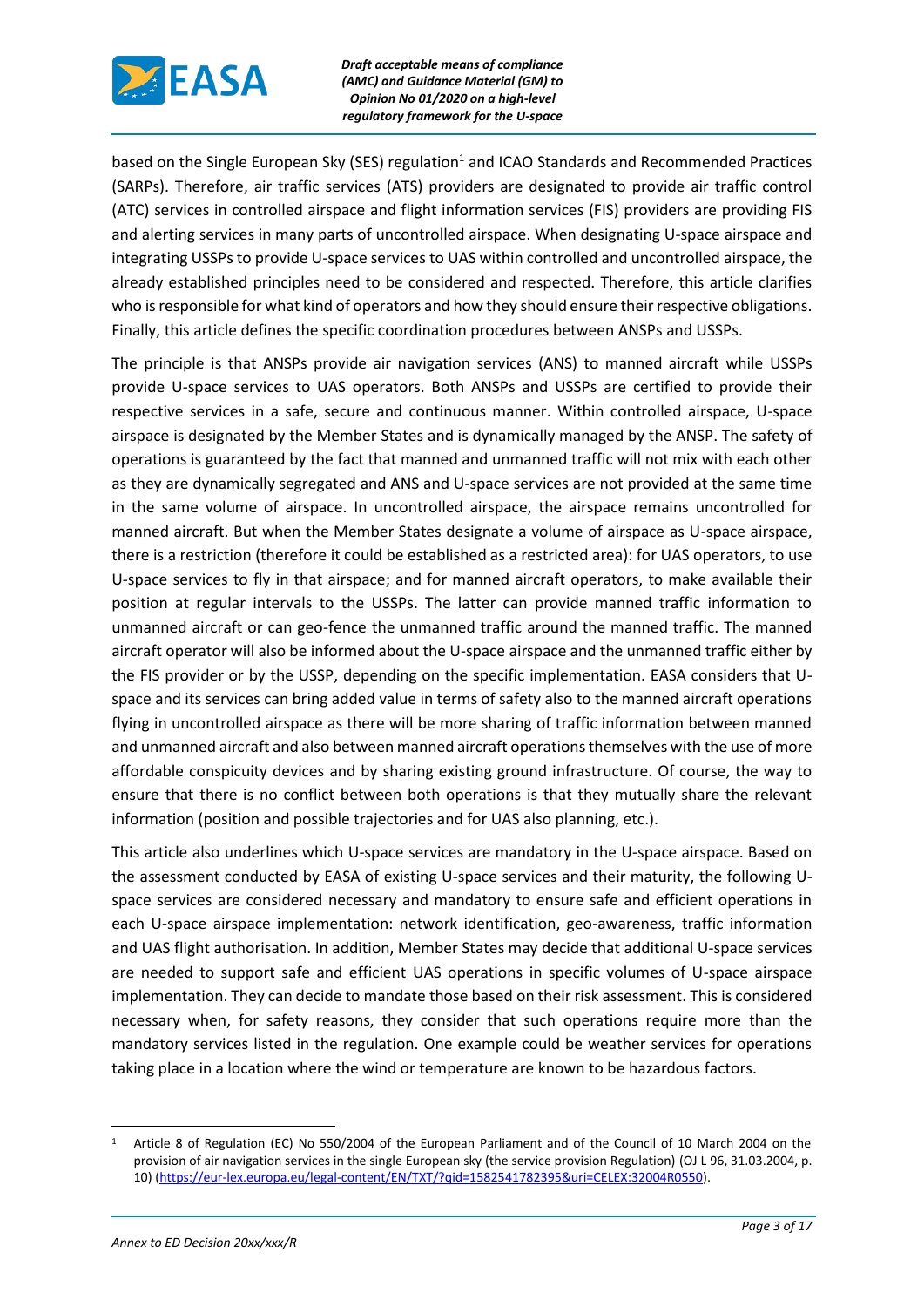based on the Single European Sky (SES) regulation[1] and ICAO Standards and Recommended Practices (SARPs). Therefore, air traffic services (ATS) providers are designated to provide air traffic control (ATC) services in controlled airspace and flight information services (FIS) providers are providing FIS and alerting services in many parts of uncontrolled airspace. When designating U-space airspace and integrating USSPs to provide U-space services to UAS within controlled and uncontrolled airspace, the already established principles need to be considered and respected. Therefore, this article clarifies who is responsible for what kind of operators and how they should ensure their respective obligations. Finally, this article defines the specific coordination procedures between ANSPs and USSPs.

The principle is that ANSPs provide air navigation services (ANS) to manned aircraft while USSPs provide U-space services to UAS operators. Both ANSPs and USSPs are certified to provide their respective services in a safe, secure and continuous manner. Within controlled airspace, U-space airspace is designated by the Member States and is dynamically managed by the ANSP. The safety of operations is guaranteed by the fact that manned and unmanned traffic will not mix with each other as they are dynamically segregated and ANS and U-space services are not provided at the same time in the same volume of airspace. In uncontrolled airspace, the airspace remains uncontrolled for manned aircraft. But when the Member States designate a volume of airspace as U-space airspace, there is a restriction (therefore it could be established as a restricted area): for UAS operators, to use U-space services to fly in that airspace; and for manned aircraft operators, to make available their position at regular intervals to the USSPs. The latter can provide manned traffic information to unmanned aircraft or can geo-fence the unmanned traffic around the manned traffic. The manned aircraft operator will also be informed about the U-space airspace and the unmanned traffic either by the FIS provider or by the USSP, depending on the specific implementation. EASA considers that U-space and its services can bring added value in terms of safety also to the manned aircraft operations flying in uncontrolled airspace as there will be more sharing of traffic information between manned and unmanned aircraft and also between manned aircraft operations themselves with the use of more affordable conspicuity devices and by sharing existing ground infrastructure. Of course, the way to ensure that there is no conflict between both operations is that they mutually share the relevant information (position and possible trajectories and for UAS also planning, etc.).

This article also underlines which U-space services are mandatory in the U-space airspace. Based on the assessment conducted by EASA of existing U-space services and their maturity, the following U-space services are considered necessary and mandatory to ensure safe and efficient operations in each U-space airspace implementation: network identification, geo-awareness, traffic information and UAS flight authorisation. In addition, Member States may decide that additional U-space services are needed to support safe and efficient UAS operations in specific volumes of U-space airspace implementation. They can decide to mandate those based on their risk assessment. This is considered necessary when, for safety reasons, they consider that such operations require more than the mandatory services listed in the regulation. One example could be weather services for operations taking place in a location where the wind or temperature are known to be hazardous factors.

---

[1] Article 8 of Regulation (EC) No 550/2004 of the European Parliament and of the Council of 10 March 2004 on the provision of air navigation services in the single European sky (the service provision Regulation) (OJ L 96, 31.03.2004, p. 10) (https://eur-lex.europa.eu/legal-content/EN/TXT/?qid=1582541782395&uri=CELEX:32004R0550).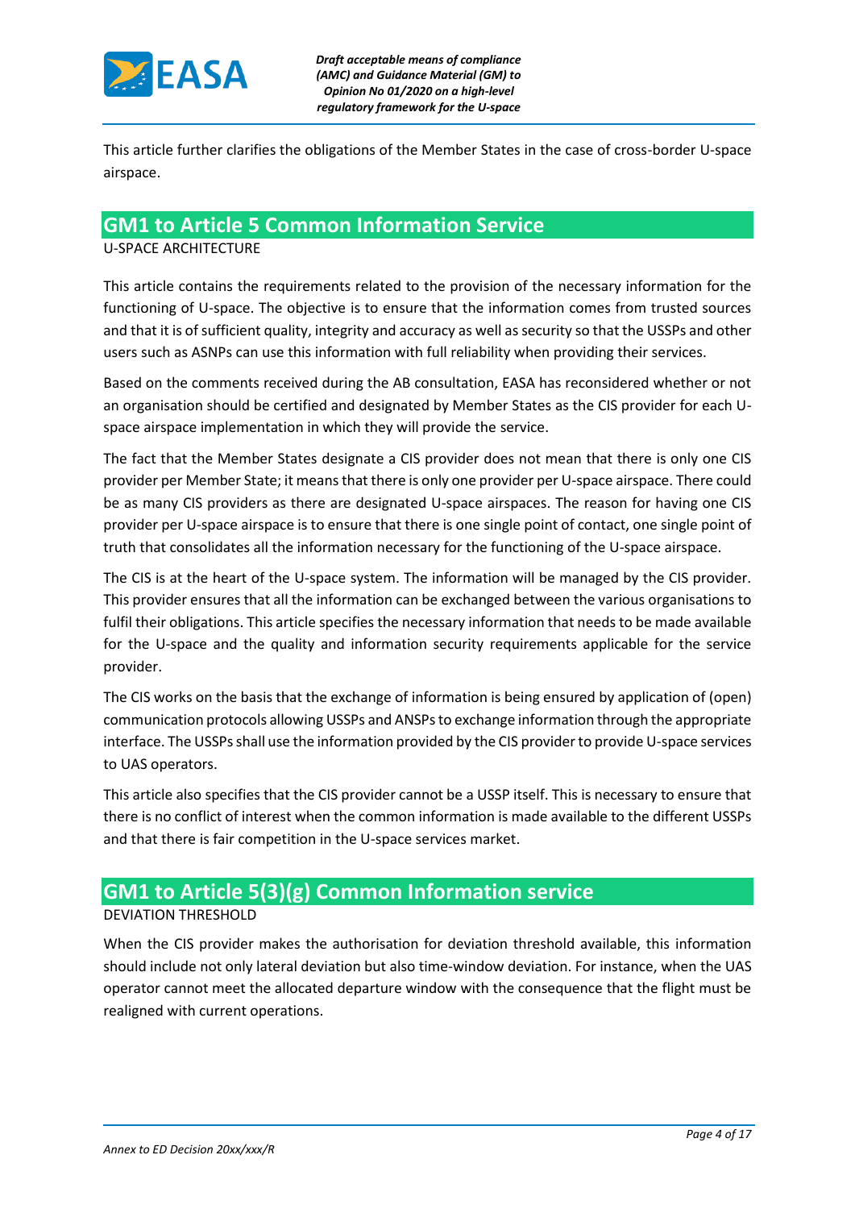This article further clarifies the obligations of the Member States in the case of cross-border U-space airspace.

## GM1 to Article 5 Common Information Service

U-SPACE ARCHITECTURE

This article contains the requirements related to the provision of the necessary information for the functioning of U-space. The objective is to ensure that the information comes from trusted sources and that it is of sufficient quality, integrity and accuracy as well as security so that the USSPs and other users such as ASNPs can use this information with full reliability when providing their services.

Based on the comments received during the AB consultation, EASA has reconsidered whether or not an organisation should be certified and designated by Member States as the CIS provider for each U-space airspace implementation in which they will provide the service.

The fact that the Member States designate a CIS provider does not mean that there is only one CIS provider per Member State; it means that there is only one provider per U-space airspace. There could be as many CIS providers as there are designated U-space airspaces. The reason for having one CIS provider per U-space airspace is to ensure that there is one single point of contact, one single point of truth that consolidates all the information necessary for the functioning of the U-space airspace.

The CIS is at the heart of the U-space system. The information will be managed by the CIS provider. This provider ensures that all the information can be exchanged between the various organisations to fulfil their obligations. This article specifies the necessary information that needs to be made available for the U-space and the quality and information security requirements applicable for the service provider.

The CIS works on the basis that the exchange of information is being ensured by application of (open) communication protocols allowing USSPs and ANSPs to exchange information through the appropriate interface. The USSPs shall use the information provided by the CIS provider to provide U-space services to UAS operators.

This article also specifies that the CIS provider cannot be a USSP itself. This is necessary to ensure that there is no conflict of interest when the common information is made available to the different USSPs and that there is fair competition in the U-space services market.

## GM1 to Article 5(3)(g) Common Information service

DEVIATION THRESHOLD

When the CIS provider makes the authorisation for deviation threshold available, this information should include not only lateral deviation but also time-window deviation. For instance, when the UAS operator cannot meet the allocated departure window with the consequence that the flight must be realigned with current operations.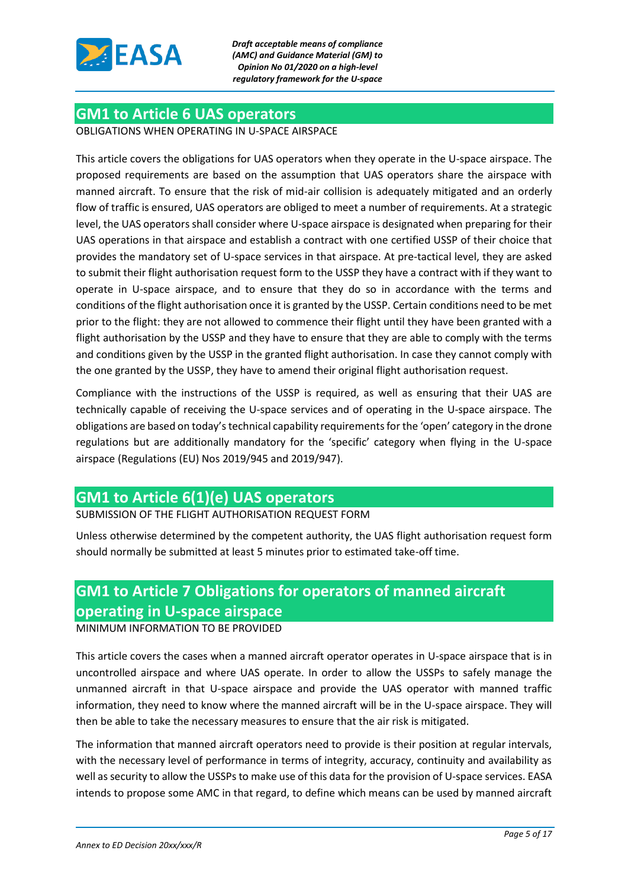## GM1 to Article 6 UAS operators

OBLIGATIONS WHEN OPERATING IN U-SPACE AIRSPACE

This article covers the obligations for UAS operators when they operate in the U-space airspace. The proposed requirements are based on the assumption that UAS operators share the airspace with manned aircraft. To ensure that the risk of mid-air collision is adequately mitigated and an orderly flow of traffic is ensured, UAS operators are obliged to meet a number of requirements. At a strategic level, the UAS operators shall consider where U-space airspace is designated when preparing for their UAS operations in that airspace and establish a contract with one certified USSP of their choice that provides the mandatory set of U-space services in that airspace. At pre-tactical level, they are asked to submit their flight authorisation request form to the USSP they have a contract with if they want to operate in U-space airspace, and to ensure that they do so in accordance with the terms and conditions of the flight authorisation once it is granted by the USSP. Certain conditions need to be met prior to the flight: they are not allowed to commence their flight until they have been granted with a flight authorisation by the USSP and they have to ensure that they are able to comply with the terms and conditions given by the USSP in the granted flight authorisation. In case they cannot comply with the one granted by the USSP, they have to amend their original flight authorisation request.

Compliance with the instructions of the USSP is required, as well as ensuring that their UAS are technically capable of receiving the U-space services and of operating in the U-space airspace. The obligations are based on today's technical capability requirements for the 'open' category in the drone regulations but are additionally mandatory for the 'specific' category when flying in the U-space airspace (Regulations (EU) Nos 2019/945 and 2019/947).

## GM1 to Article 6(1)(e) UAS operators

SUBMISSION OF THE FLIGHT AUTHORISATION REQUEST FORM

Unless otherwise determined by the competent authority, the UAS flight authorisation request form should normally be submitted at least 5 minutes prior to estimated take-off time.

## GM1 to Article 7 Obligations for operators of manned aircraft operating in U-space airspace

MINIMUM INFORMATION TO BE PROVIDED

This article covers the cases when a manned aircraft operator operates in U-space airspace that is in uncontrolled airspace and where UAS operate. In order to allow the USSPs to safely manage the unmanned aircraft in that U-space airspace and provide the UAS operator with manned traffic information, they need to know where the manned aircraft will be in the U-space airspace. They will then be able to take the necessary measures to ensure that the air risk is mitigated.

The information that manned aircraft operators need to provide is their position at regular intervals, with the necessary level of performance in terms of integrity, accuracy, continuity and availability as well as security to allow the USSPs to make use of this data for the provision of U-space services. EASA intends to propose some AMC in that regard, to define which means can be used by manned aircraft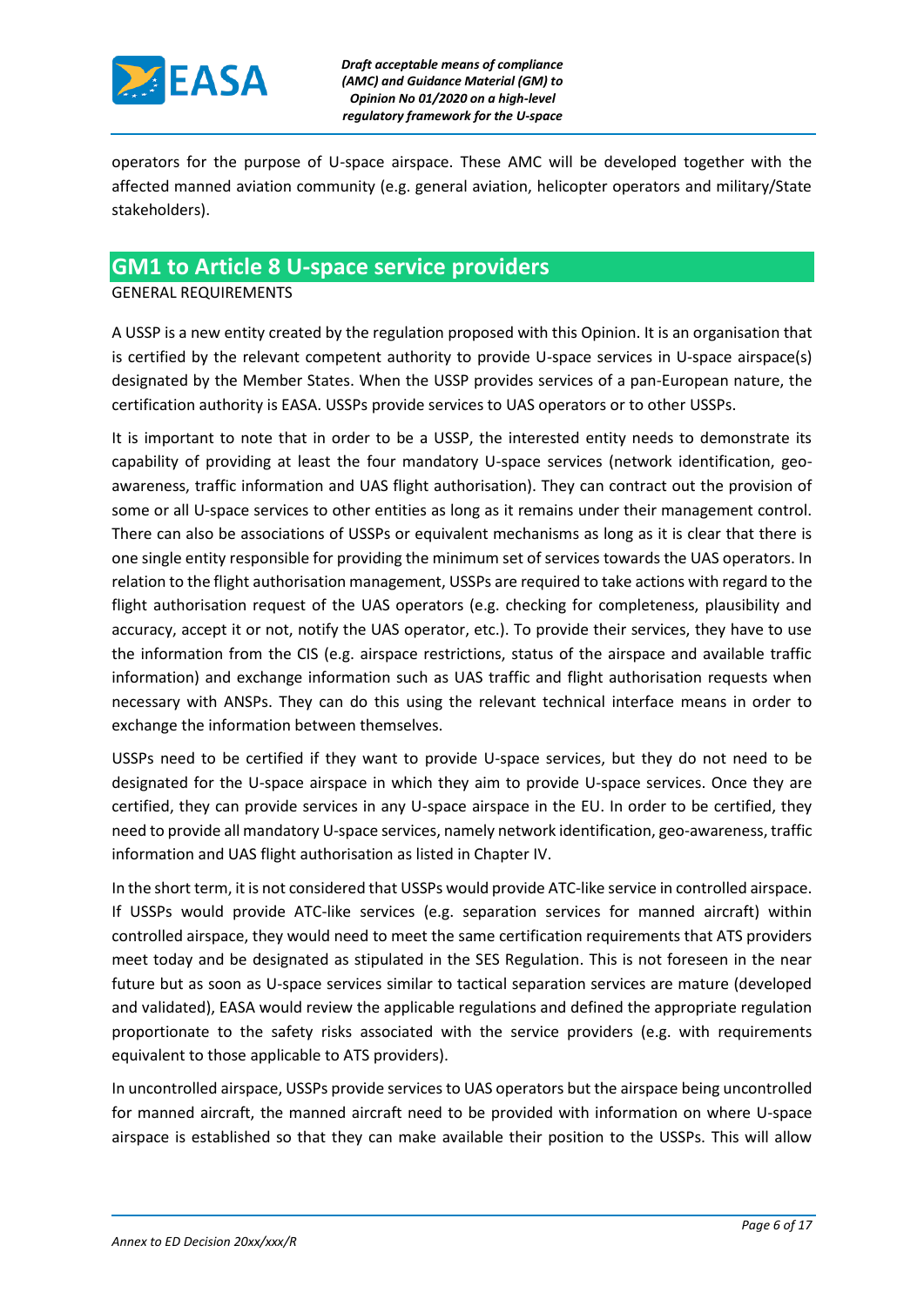operators for the purpose of U-space airspace. These AMC will be developed together with the affected manned aviation community (e.g. general aviation, helicopter operators and military/State stakeholders).

## GM1 to Article 8 U-space service providers

GENERAL REQUIREMENTS

A USSP is a new entity created by the regulation proposed with this Opinion. It is an organisation that is certified by the relevant competent authority to provide U-space services in U-space airspace(s) designated by the Member States. When the USSP provides services of a pan-European nature, the certification authority is EASA. USSPs provide services to UAS operators or to other USSPs.

It is important to note that in order to be a USSP, the interested entity needs to demonstrate its capability of providing at least the four mandatory U-space services (network identification, geo-awareness, traffic information and UAS flight authorisation). They can contract out the provision of some or all U-space services to other entities as long as it remains under their management control. There can also be associations of USSPs or equivalent mechanisms as long as it is clear that there is one single entity responsible for providing the minimum set of services towards the UAS operators. In relation to the flight authorisation management, USSPs are required to take actions with regard to the flight authorisation request of the UAS operators (e.g. checking for completeness, plausibility and accuracy, accept it or not, notify the UAS operator, etc.). To provide their services, they have to use the information from the CIS (e.g. airspace restrictions, status of the airspace and available traffic information) and exchange information such as UAS traffic and flight authorisation requests when necessary with ANSPs. They can do this using the relevant technical interface means in order to exchange the information between themselves.

USSPs need to be certified if they want to provide U-space services, but they do not need to be designated for the U-space airspace in which they aim to provide U-space services. Once they are certified, they can provide services in any U-space airspace in the EU. In order to be certified, they need to provide all mandatory U-space services, namely network identification, geo-awareness, traffic information and UAS flight authorisation as listed in Chapter IV.

In the short term, it is not considered that USSPs would provide ATC-like service in controlled airspace. If USSPs would provide ATC-like services (e.g. separation services for manned aircraft) within controlled airspace, they would need to meet the same certification requirements that ATS providers meet today and be designated as stipulated in the SES Regulation. This is not foreseen in the near future but as soon as U-space services similar to tactical separation services are mature (developed and validated), EASA would review the applicable regulations and defined the appropriate regulation proportionate to the safety risks associated with the service providers (e.g. with requirements equivalent to those applicable to ATS providers).

In uncontrolled airspace, USSPs provide services to UAS operators but the airspace being uncontrolled for manned aircraft, the manned aircraft need to be provided with information on where U-space airspace is established so that they can make available their position to the USSPs. This will allow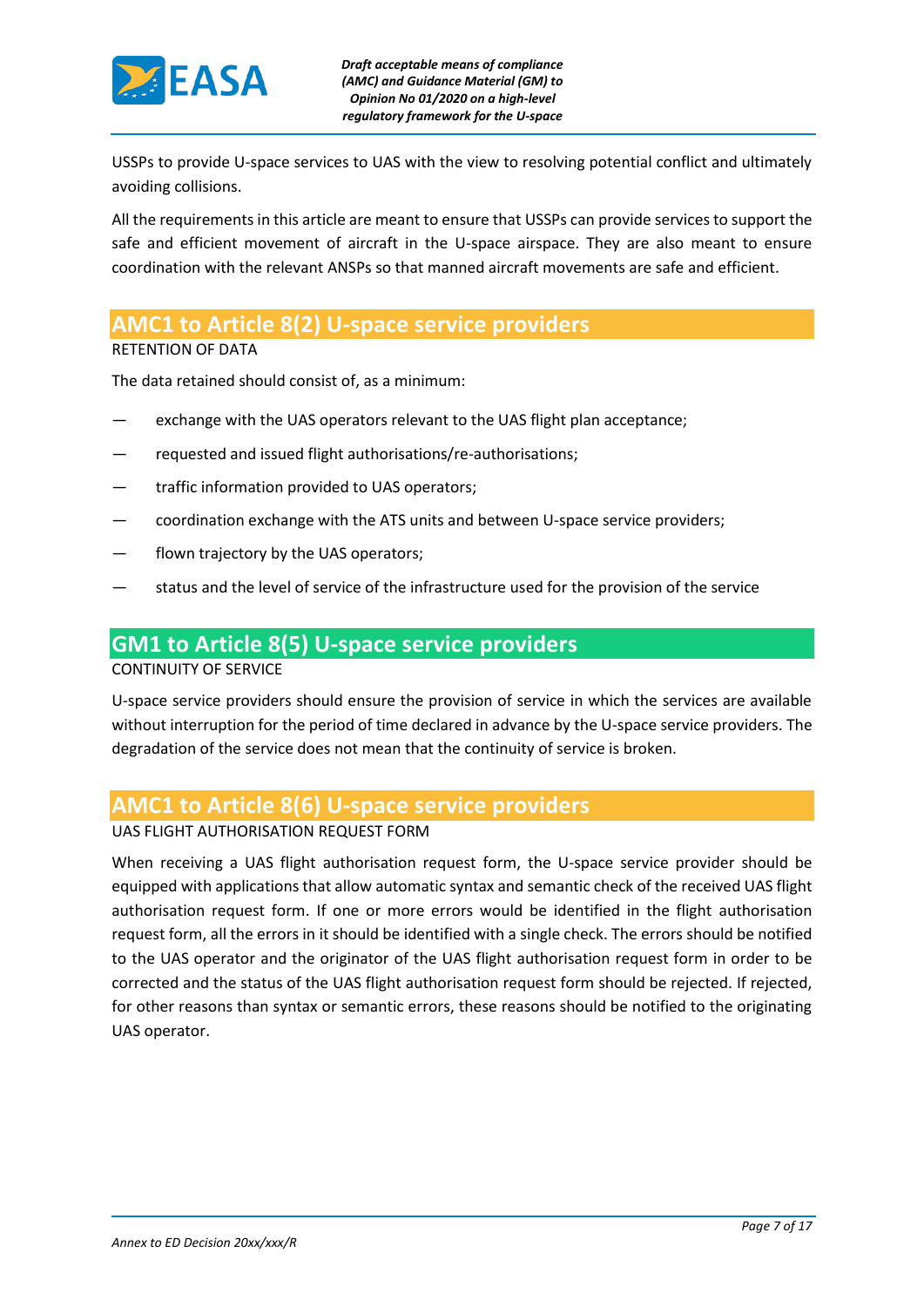USSPs to provide U-space services to UAS with the view to resolving potential conflict and ultimately avoiding collisions.

All the requirements in this article are meant to ensure that USSPs can provide services to support the safe and efficient movement of aircraft in the U-space airspace. They are also meant to ensure coordination with the relevant ANSPs so that manned aircraft movements are safe and efficient.

## AMC1 to Article 8(2) U-space service providers

RETENTION OF DATA

The data retained should consist of, as a minimum:

— exchange with the UAS operators relevant to the UAS flight plan acceptance;

— requested and issued flight authorisations/re-authorisations;

— traffic information provided to UAS operators;

— coordination exchange with the ATS units and between U-space service providers;

— flown trajectory by the UAS operators;

— status and the level of service of the infrastructure used for the provision of the service

## GM1 to Article 8(5) U-space service providers

CONTINUITY OF SERVICE

U-space service providers should ensure the provision of service in which the services are available without interruption for the period of time declared in advance by the U-space service providers. The degradation of the service does not mean that the continuity of service is broken.

## AMC1 to Article 8(6) U-space service providers

UAS FLIGHT AUTHORISATION REQUEST FORM

When receiving a UAS flight authorisation request form, the U-space service provider should be equipped with applications that allow automatic syntax and semantic check of the received UAS flight authorisation request form. If one or more errors would be identified in the flight authorisation request form, all the errors in it should be identified with a single check. The errors should be notified to the UAS operator and the originator of the UAS flight authorisation request form in order to be corrected and the status of the UAS flight authorisation request form should be rejected. If rejected, for other reasons than syntax or semantic errors, these reasons should be notified to the originating UAS operator.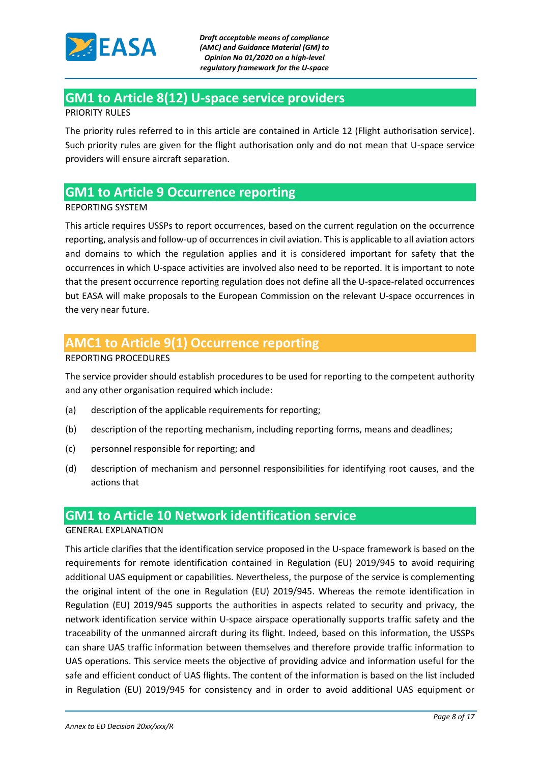## GM1 to Article 8(12) U-space service providers

PRIORITY RULES

The priority rules referred to in this article are contained in Article 12 (Flight authorisation service). Such priority rules are given for the flight authorisation only and do not mean that U-space service providers will ensure aircraft separation.

## GM1 to Article 9 Occurrence reporting

REPORTING SYSTEM

This article requires USSPs to report occurrences, based on the current regulation on the occurrence reporting, analysis and follow-up of occurrences in civil aviation. This is applicable to all aviation actors and domains to which the regulation applies and it is considered important for safety that the occurrences in which U-space activities are involved also need to be reported. It is important to note that the present occurrence reporting regulation does not define all the U-space-related occurrences but EASA will make proposals to the European Commission on the relevant U-space occurrences in the very near future.

## AMC1 to Article 9(1) Occurrence reporting

REPORTING PROCEDURES

The service provider should establish procedures to be used for reporting to the competent authority and any other organisation required which include:

(a) description of the applicable requirements for reporting;

(b) description of the reporting mechanism, including reporting forms, means and deadlines;

(c) personnel responsible for reporting; and

(d) description of mechanism and personnel responsibilities for identifying root causes, and the actions that

## GM1 to Article 10 Network identification service

GENERAL EXPLANATION

This article clarifies that the identification service proposed in the U-space framework is based on the requirements for remote identification contained in Regulation (EU) 2019/945 to avoid requiring additional UAS equipment or capabilities. Nevertheless, the purpose of the service is complementing the original intent of the one in Regulation (EU) 2019/945. Whereas the remote identification in Regulation (EU) 2019/945 supports the authorities in aspects related to security and privacy, the network identification service within U-space airspace operationally supports traffic safety and the traceability of the unmanned aircraft during its flight. Indeed, based on this information, the USSPs can share UAS traffic information between themselves and therefore provide traffic information to UAS operations. This service meets the objective of providing advice and information useful for the safe and efficient conduct of UAS flights. The content of the information is based on the list included in Regulation (EU) 2019/945 for consistency and in order to avoid additional UAS equipment or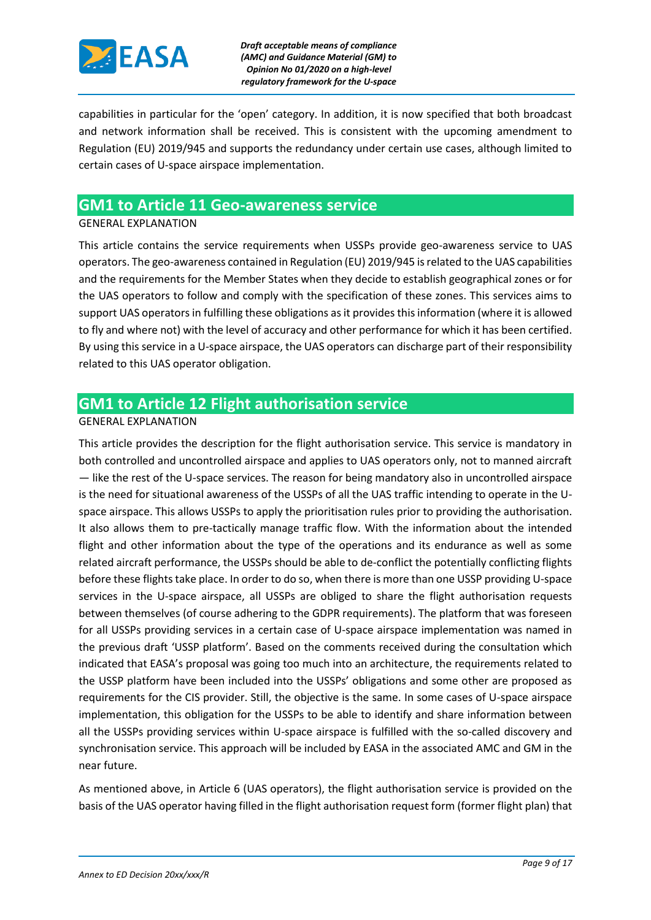capabilities in particular for the 'open' category. In addition, it is now specified that both broadcast and network information shall be received. This is consistent with the upcoming amendment to Regulation (EU) 2019/945 and supports the redundancy under certain use cases, although limited to certain cases of U-space airspace implementation.

## GM1 to Article 11 Geo-awareness service

GENERAL EXPLANATION

This article contains the service requirements when USSPs provide geo-awareness service to UAS operators. The geo-awareness contained in Regulation (EU) 2019/945 is related to the UAS capabilities and the requirements for the Member States when they decide to establish geographical zones or for the UAS operators to follow and comply with the specification of these zones. This services aims to support UAS operators in fulfilling these obligations as it provides this information (where it is allowed to fly and where not) with the level of accuracy and other performance for which it has been certified. By using this service in a U-space airspace, the UAS operators can discharge part of their responsibility related to this UAS operator obligation.

## GM1 to Article 12 Flight authorisation service

GENERAL EXPLANATION

This article provides the description for the flight authorisation service. This service is mandatory in both controlled and uncontrolled airspace and applies to UAS operators only, not to manned aircraft — like the rest of the U-space services. The reason for being mandatory also in uncontrolled airspace is the need for situational awareness of the USSPs of all the UAS traffic intending to operate in the U-space airspace. This allows USSPs to apply the prioritisation rules prior to providing the authorisation. It also allows them to pre-tactically manage traffic flow. With the information about the intended flight and other information about the type of the operations and its endurance as well as some related aircraft performance, the USSPs should be able to de-conflict the potentially conflicting flights before these flights take place. In order to do so, when there is more than one USSP providing U-space services in the U-space airspace, all USSPs are obliged to share the flight authorisation requests between themselves (of course adhering to the GDPR requirements). The platform that was foreseen for all USSPs providing services in a certain case of U-space airspace implementation was named in the previous draft 'USSP platform'. Based on the comments received during the consultation which indicated that EASA's proposal was going too much into an architecture, the requirements related to the USSP platform have been included into the USSPs' obligations and some other are proposed as requirements for the CIS provider. Still, the objective is the same. In some cases of U-space airspace implementation, this obligation for the USSPs to be able to identify and share information between all the USSPs providing services within U-space airspace is fulfilled with the so-called discovery and synchronisation service. This approach will be included by EASA in the associated AMC and GM in the near future.

As mentioned above, in Article 6 (UAS operators), the flight authorisation service is provided on the basis of the UAS operator having filled in the flight authorisation request form (former flight plan) that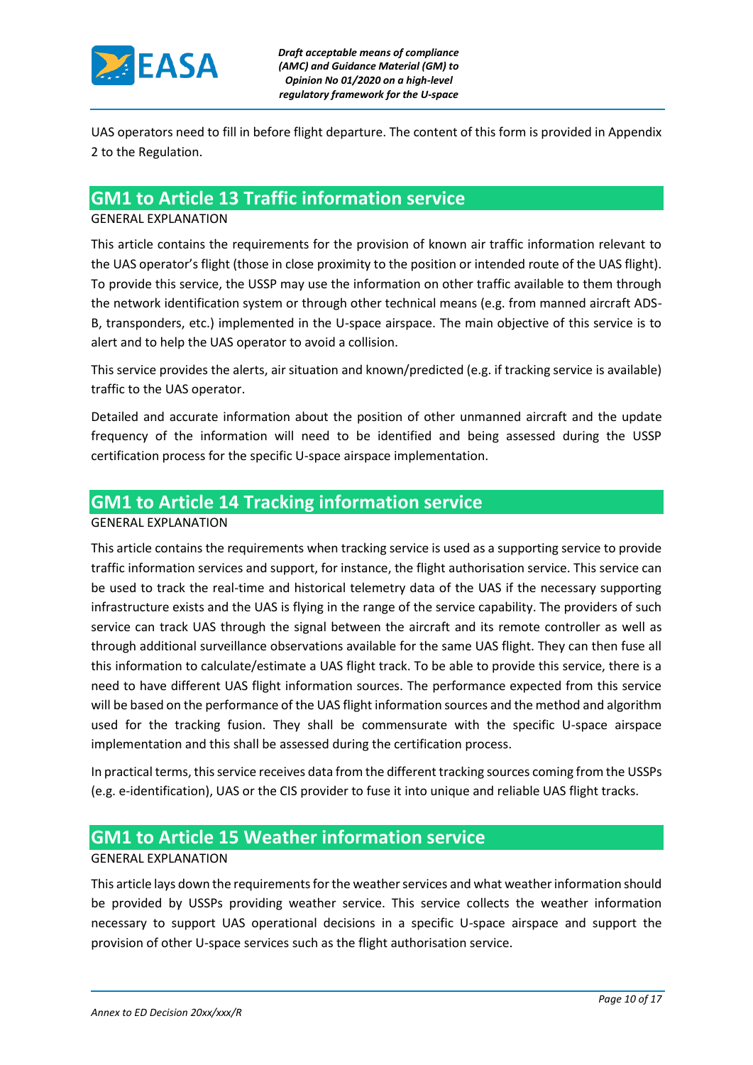UAS operators need to fill in before flight departure. The content of this form is provided in Appendix 2 to the Regulation.

## GM1 to Article 13 Traffic information service

GENERAL EXPLANATION

This article contains the requirements for the provision of known air traffic information relevant to the UAS operator's flight (those in close proximity to the position or intended route of the UAS flight). To provide this service, the USSP may use the information on other traffic available to them through the network identification system or through other technical means (e.g. from manned aircraft ADS-B, transponders, etc.) implemented in the U-space airspace. The main objective of this service is to alert and to help the UAS operator to avoid a collision.

This service provides the alerts, air situation and known/predicted (e.g. if tracking service is available) traffic to the UAS operator.

Detailed and accurate information about the position of other unmanned aircraft and the update frequency of the information will need to be identified and being assessed during the USSP certification process for the specific U-space airspace implementation.

## GM1 to Article 14 Tracking information service

GENERAL EXPLANATION

This article contains the requirements when tracking service is used as a supporting service to provide traffic information services and support, for instance, the flight authorisation service. This service can be used to track the real-time and historical telemetry data of the UAS if the necessary supporting infrastructure exists and the UAS is flying in the range of the service capability. The providers of such service can track UAS through the signal between the aircraft and its remote controller as well as through additional surveillance observations available for the same UAS flight. They can then fuse all this information to calculate/estimate a UAS flight track. To be able to provide this service, there is a need to have different UAS flight information sources. The performance expected from this service will be based on the performance of the UAS flight information sources and the method and algorithm used for the tracking fusion. They shall be commensurate with the specific U-space airspace implementation and this shall be assessed during the certification process.

In practical terms, this service receives data from the different tracking sources coming from the USSPs (e.g. e-identification), UAS or the CIS provider to fuse it into unique and reliable UAS flight tracks.

## GM1 to Article 15 Weather information service

GENERAL EXPLANATION

This article lays down the requirements for the weather services and what weather information should be provided by USSPs providing weather service. This service collects the weather information necessary to support UAS operational decisions in a specific U-space airspace and support the provision of other U-space services such as the flight authorisation service.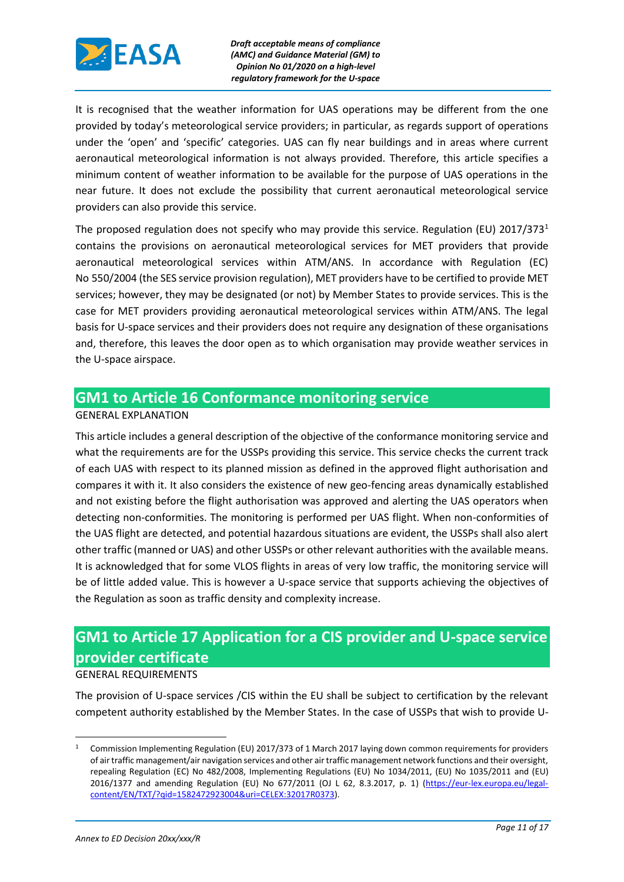It is recognised that the weather information for UAS operations may be different from the one provided by today's meteorological service providers; in particular, as regards support of operations under the 'open' and 'specific' categories. UAS can fly near buildings and in areas where current aeronautical meteorological information is not always provided. Therefore, this article specifies a minimum content of weather information to be available for the purpose of UAS operations in the near future. It does not exclude the possibility that current aeronautical meteorological service providers can also provide this service.

The proposed regulation does not specify who may provide this service. Regulation (EU) 2017/373[1] contains the provisions on aeronautical meteorological services for MET providers that provide aeronautical meteorological services within ATM/ANS. In accordance with Regulation (EC) No 550/2004 (the SES service provision regulation), MET providers have to be certified to provide MET services; however, they may be designated (or not) by Member States to provide services. This is the case for MET providers providing aeronautical meteorological services within ATM/ANS. The legal basis for U-space services and their providers does not require any designation of these organisations and, therefore, this leaves the door open as to which organisation may provide weather services in the U-space airspace.

## GM1 to Article 16 Conformance monitoring service

GENERAL EXPLANATION

This article includes a general description of the objective of the conformance monitoring service and what the requirements are for the USSPs providing this service. This service checks the current track of each UAS with respect to its planned mission as defined in the approved flight authorisation and compares it with it. It also considers the existence of new geo-fencing areas dynamically established and not existing before the flight authorisation was approved and alerting the UAS operators when detecting non-conformities. The monitoring is performed per UAS flight. When non-conformities of the UAS flight are detected, and potential hazardous situations are evident, the USSPs shall also alert other traffic (manned or UAS) and other USSPs or other relevant authorities with the available means. It is acknowledged that for some VLOS flights in areas of very low traffic, the monitoring service will be of little added value. This is however a U-space service that supports achieving the objectives of the Regulation as soon as traffic density and complexity increase.

## GM1 to Article 17 Application for a CIS provider and U-space service provider certificate

GENERAL REQUIREMENTS

The provision of U-space services /CIS within the EU shall be subject to certification by the relevant competent authority established by the Member States. In the case of USSPs that wish to provide U-

---

[1] Commission Implementing Regulation (EU) 2017/373 of 1 March 2017 laying down common requirements for providers of air traffic management/air navigation services and other air traffic management network functions and their oversight, repealing Regulation (EC) No 482/2008, Implementing Regulations (EU) No 1034/2011, (EU) No 1035/2011 and (EU) 2016/1377 and amending Regulation (EU) No 677/2011 (OJ L 62, 8.3.2017, p. 1) (https://eur-lex.europa.eu/legal-content/EN/TXT/?qid=1582472923004&uri=CELEX:32017R0373).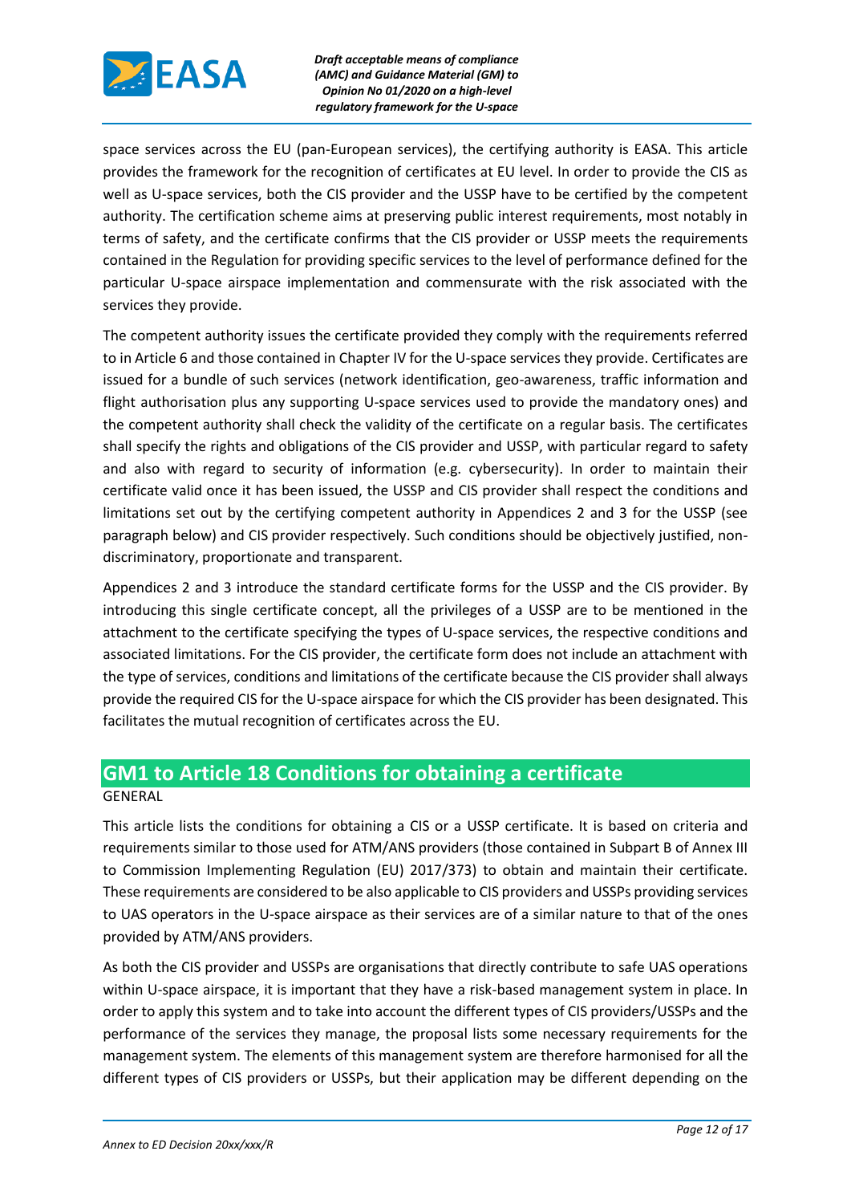space services across the EU (pan-European services), the certifying authority is EASA. This article provides the framework for the recognition of certificates at EU level. In order to provide the CIS as well as U-space services, both the CIS provider and the USSP have to be certified by the competent authority. The certification scheme aims at preserving public interest requirements, most notably in terms of safety, and the certificate confirms that the CIS provider or USSP meets the requirements contained in the Regulation for providing specific services to the level of performance defined for the particular U-space airspace implementation and commensurate with the risk associated with the services they provide.

The competent authority issues the certificate provided they comply with the requirements referred to in Article 6 and those contained in Chapter IV for the U-space services they provide. Certificates are issued for a bundle of such services (network identification, geo-awareness, traffic information and flight authorisation plus any supporting U-space services used to provide the mandatory ones) and the competent authority shall check the validity of the certificate on a regular basis. The certificates shall specify the rights and obligations of the CIS provider and USSP, with particular regard to safety and also with regard to security of information (e.g. cybersecurity). In order to maintain their certificate valid once it has been issued, the USSP and CIS provider shall respect the conditions and limitations set out by the certifying competent authority in Appendices 2 and 3 for the USSP (see paragraph below) and CIS provider respectively. Such conditions should be objectively justified, non-discriminatory, proportionate and transparent.

Appendices 2 and 3 introduce the standard certificate forms for the USSP and the CIS provider. By introducing this single certificate concept, all the privileges of a USSP are to be mentioned in the attachment to the certificate specifying the types of U-space services, the respective conditions and associated limitations. For the CIS provider, the certificate form does not include an attachment with the type of services, conditions and limitations of the certificate because the CIS provider shall always provide the required CIS for the U-space airspace for which the CIS provider has been designated. This facilitates the mutual recognition of certificates across the EU.

## GM1 to Article 18 Conditions for obtaining a certificate

GENERAL

This article lists the conditions for obtaining a CIS or a USSP certificate. It is based on criteria and requirements similar to those used for ATM/ANS providers (those contained in Subpart B of Annex III to Commission Implementing Regulation (EU) 2017/373) to obtain and maintain their certificate. These requirements are considered to be also applicable to CIS providers and USSPs providing services to UAS operators in the U-space airspace as their services are of a similar nature to that of the ones provided by ATM/ANS providers.

As both the CIS provider and USSPs are organisations that directly contribute to safe UAS operations within U-space airspace, it is important that they have a risk-based management system in place. In order to apply this system and to take into account the different types of CIS providers/USSPs and the performance of the services they manage, the proposal lists some necessary requirements for the management system. The elements of this management system are therefore harmonised for all the different types of CIS providers or USSPs, but their application may be different depending on the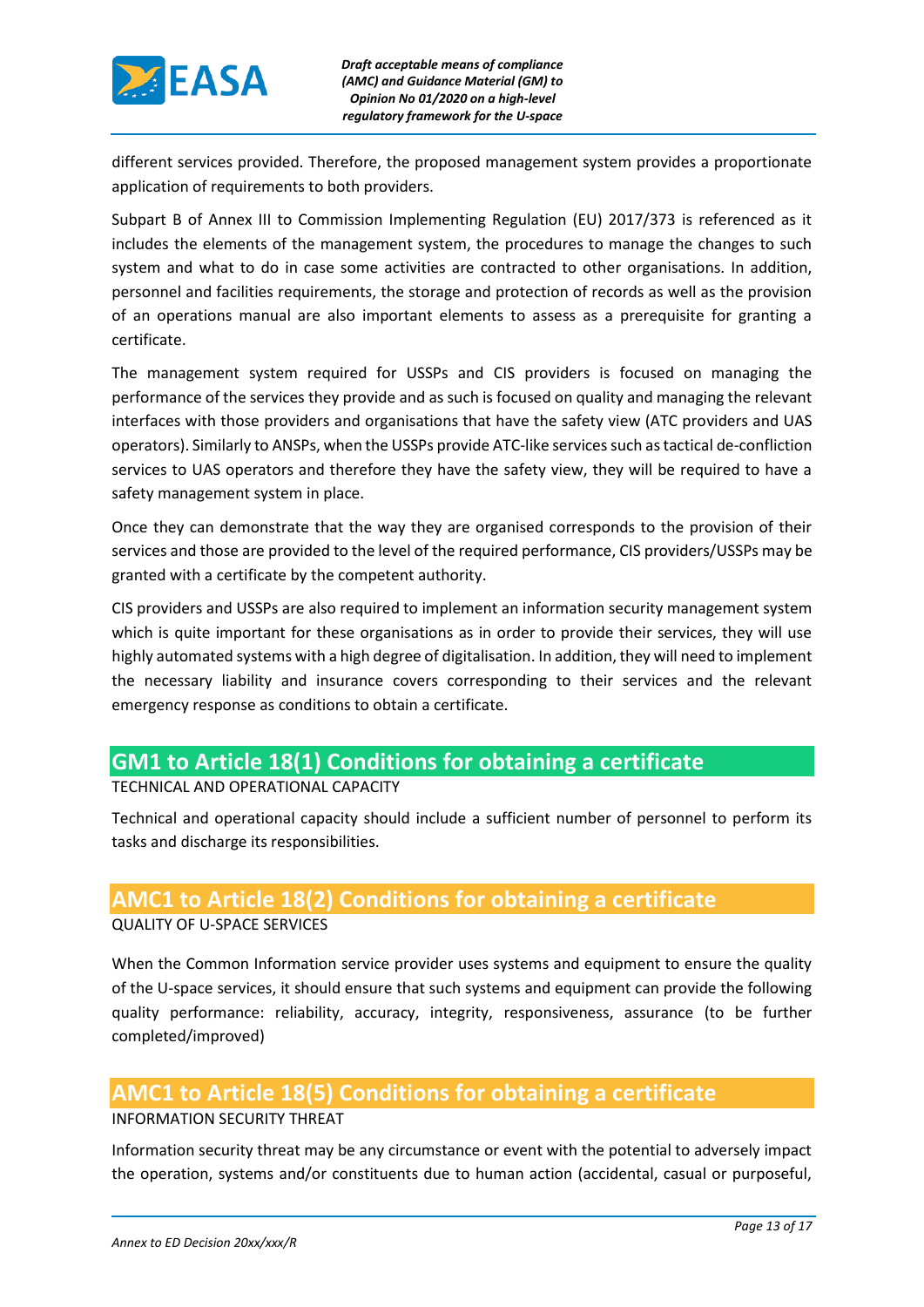different services provided. Therefore, the proposed management system provides a proportionate application of requirements to both providers.

Subpart B of Annex III to Commission Implementing Regulation (EU) 2017/373 is referenced as it includes the elements of the management system, the procedures to manage the changes to such system and what to do in case some activities are contracted to other organisations. In addition, personnel and facilities requirements, the storage and protection of records as well as the provision of an operations manual are also important elements to assess as a prerequisite for granting a certificate.

The management system required for USSPs and CIS providers is focused on managing the performance of the services they provide and as such is focused on quality and managing the relevant interfaces with those providers and organisations that have the safety view (ATC providers and UAS operators). Similarly to ANSPs, when the USSPs provide ATC-like services such as tactical de-confliction services to UAS operators and therefore they have the safety view, they will be required to have a safety management system in place.

Once they can demonstrate that the way they are organised corresponds to the provision of their services and those are provided to the level of the required performance, CIS providers/USSPs may be granted with a certificate by the competent authority.

CIS providers and USSPs are also required to implement an information security management system which is quite important for these organisations as in order to provide their services, they will use highly automated systems with a high degree of digitalisation. In addition, they will need to implement the necessary liability and insurance covers corresponding to their services and the relevant emergency response as conditions to obtain a certificate.

## GM1 to Article 18(1) Conditions for obtaining a certificate

TECHNICAL AND OPERATIONAL CAPACITY

Technical and operational capacity should include a sufficient number of personnel to perform its tasks and discharge its responsibilities.

## AMC1 to Article 18(2) Conditions for obtaining a certificate

QUALITY OF U-SPACE SERVICES

When the Common Information service provider uses systems and equipment to ensure the quality of the U-space services, it should ensure that such systems and equipment can provide the following quality performance: reliability, accuracy, integrity, responsiveness, assurance (to be further completed/improved)

## AMC1 to Article 18(5) Conditions for obtaining a certificate

INFORMATION SECURITY THREAT

Information security threat may be any circumstance or event with the potential to adversely impact the operation, systems and/or constituents due to human action (accidental, casual or purposeful,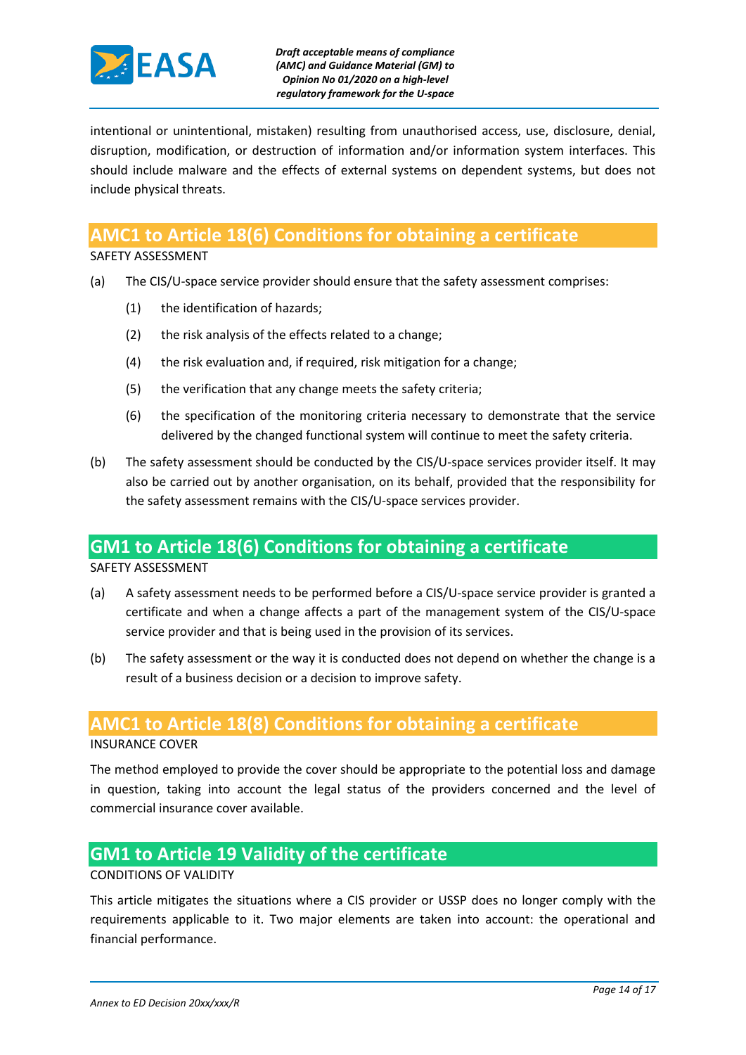intentional or unintentional, mistaken) resulting from unauthorised access, use, disclosure, denial, disruption, modification, or destruction of information and/or information system interfaces. This should include malware and the effects of external systems on dependent systems, but does not include physical threats.

## AMC1 to Article 18(6) Conditions for obtaining a certificate

SAFETY ASSESSMENT

(a) The CIS/U-space service provider should ensure that the safety assessment comprises:

  (1) the identification of hazards;

  (2) the risk analysis of the effects related to a change;

  (4) the risk evaluation and, if required, risk mitigation for a change;

  (5) the verification that any change meets the safety criteria;

  (6) the specification of the monitoring criteria necessary to demonstrate that the service delivered by the changed functional system will continue to meet the safety criteria.

(b) The safety assessment should be conducted by the CIS/U-space services provider itself. It may also be carried out by another organisation, on its behalf, provided that the responsibility for the safety assessment remains with the CIS/U-space services provider.

## GM1 to Article 18(6) Conditions for obtaining a certificate

SAFETY ASSESSMENT

(a) A safety assessment needs to be performed before a CIS/U-space service provider is granted a certificate and when a change affects a part of the management system of the CIS/U-space service provider and that is being used in the provision of its services.

(b) The safety assessment or the way it is conducted does not depend on whether the change is a result of a business decision or a decision to improve safety.

## AMC1 to Article 18(8) Conditions for obtaining a certificate

INSURANCE COVER

The method employed to provide the cover should be appropriate to the potential loss and damage in question, taking into account the legal status of the providers concerned and the level of commercial insurance cover available.

## GM1 to Article 19 Validity of the certificate

CONDITIONS OF VALIDITY

This article mitigates the situations where a CIS provider or USSP does no longer comply with the requirements applicable to it. Two major elements are taken into account: the operational and financial performance.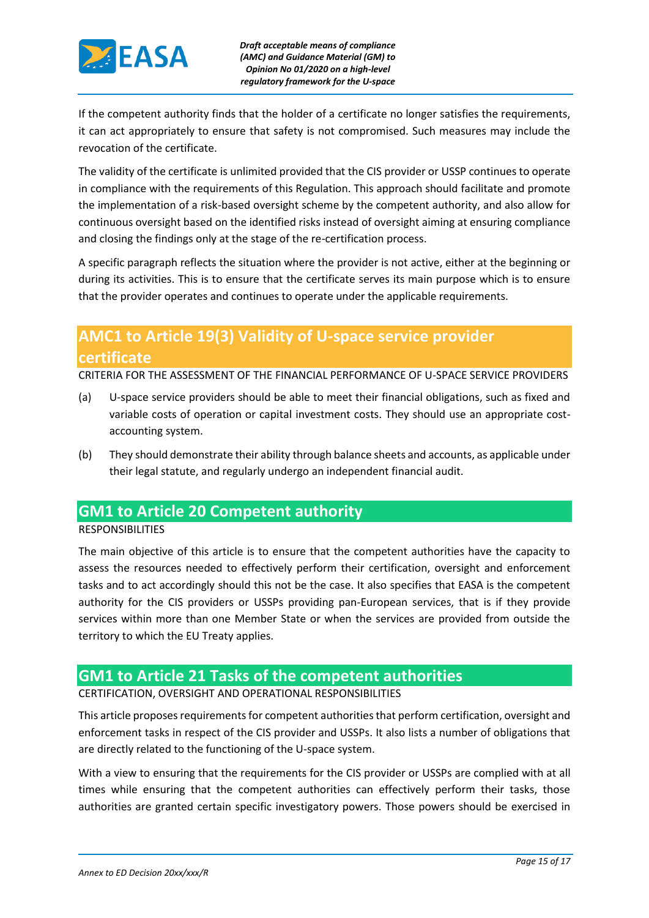If the competent authority finds that the holder of a certificate no longer satisfies the requirements, it can act appropriately to ensure that safety is not compromised. Such measures may include the revocation of the certificate.

The validity of the certificate is unlimited provided that the CIS provider or USSP continues to operate in compliance with the requirements of this Regulation. This approach should facilitate and promote the implementation of a risk-based oversight scheme by the competent authority, and also allow for continuous oversight based on the identified risks instead of oversight aiming at ensuring compliance and closing the findings only at the stage of the re-certification process.

A specific paragraph reflects the situation where the provider is not active, either at the beginning or during its activities. This is to ensure that the certificate serves its main purpose which is to ensure that the provider operates and continues to operate under the applicable requirements.

## AMC1 to Article 19(3) Validity of U-space service provider certificate

CRITERIA FOR THE ASSESSMENT OF THE FINANCIAL PERFORMANCE OF U-SPACE SERVICE PROVIDERS

(a) U-space service providers should be able to meet their financial obligations, such as fixed and variable costs of operation or capital investment costs. They should use an appropriate cost-accounting system.

(b) They should demonstrate their ability through balance sheets and accounts, as applicable under their legal statute, and regularly undergo an independent financial audit.

## GM1 to Article 20 Competent authority

RESPONSIBILITIES

The main objective of this article is to ensure that the competent authorities have the capacity to assess the resources needed to effectively perform their certification, oversight and enforcement tasks and to act accordingly should this not be the case. It also specifies that EASA is the competent authority for the CIS providers or USSPs providing pan-European services, that is if they provide services within more than one Member State or when the services are provided from outside the territory to which the EU Treaty applies.

## GM1 to Article 21 Tasks of the competent authorities

CERTIFICATION, OVERSIGHT AND OPERATIONAL RESPONSIBILITIES

This article proposes requirements for competent authorities that perform certification, oversight and enforcement tasks in respect of the CIS provider and USSPs. It also lists a number of obligations that are directly related to the functioning of the U-space system.

With a view to ensuring that the requirements for the CIS provider or USSPs are complied with at all times while ensuring that the competent authorities can effectively perform their tasks, those authorities are granted certain specific investigatory powers. Those powers should be exercised in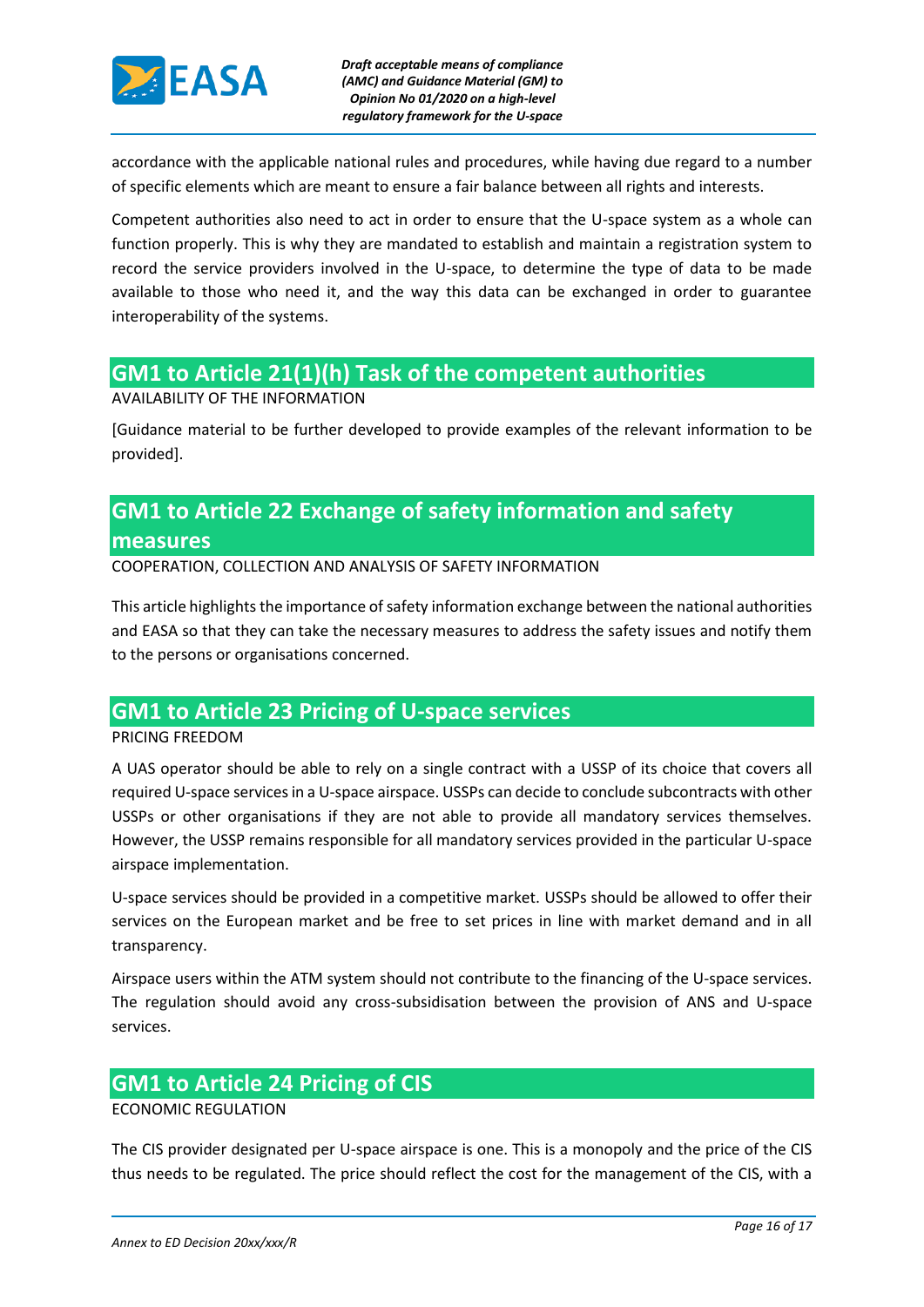accordance with the applicable national rules and procedures, while having due regard to a number of specific elements which are meant to ensure a fair balance between all rights and interests.

Competent authorities also need to act in order to ensure that the U-space system as a whole can function properly. This is why they are mandated to establish and maintain a registration system to record the service providers involved in the U-space, to determine the type of data to be made available to those who need it, and the way this data can be exchanged in order to guarantee interoperability of the systems.

## GM1 to Article 21(1)(h) Task of the competent authorities

AVAILABILITY OF THE INFORMATION

[Guidance material to be further developed to provide examples of the relevant information to be provided].

## GM1 to Article 22 Exchange of safety information and safety measures

COOPERATION, COLLECTION AND ANALYSIS OF SAFETY INFORMATION

This article highlights the importance of safety information exchange between the national authorities and EASA so that they can take the necessary measures to address the safety issues and notify them to the persons or organisations concerned.

## GM1 to Article 23 Pricing of U-space services

PRICING FREEDOM

A UAS operator should be able to rely on a single contract with a USSP of its choice that covers all required U-space services in a U-space airspace. USSPs can decide to conclude subcontracts with other USSPs or other organisations if they are not able to provide all mandatory services themselves. However, the USSP remains responsible for all mandatory services provided in the particular U-space airspace implementation.

U-space services should be provided in a competitive market. USSPs should be allowed to offer their services on the European market and be free to set prices in line with market demand and in all transparency.

Airspace users within the ATM system should not contribute to the financing of the U-space services. The regulation should avoid any cross-subsidisation between the provision of ANS and U-space services.

## GM1 to Article 24 Pricing of CIS

ECONOMIC REGULATION

The CIS provider designated per U-space airspace is one. This is a monopoly and the price of the CIS thus needs to be regulated. The price should reflect the cost for the management of the CIS, with a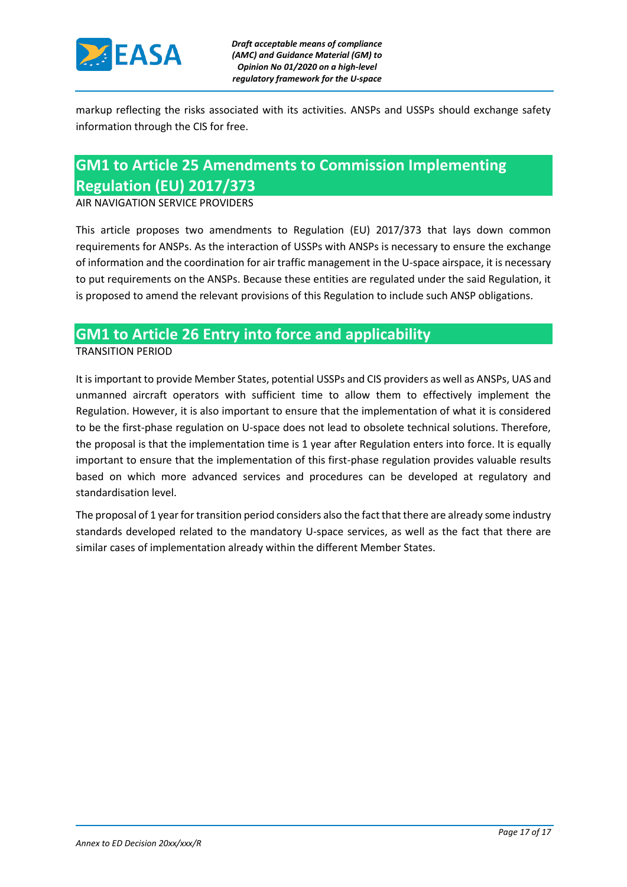markup reflecting the risks associated with its activities. ANSPs and USSPs should exchange safety information through the CIS for free.

## GM1 to Article 25 Amendments to Commission Implementing Regulation (EU) 2017/373

AIR NAVIGATION SERVICE PROVIDERS

This article proposes two amendments to Regulation (EU) 2017/373 that lays down common requirements for ANSPs. As the interaction of USSPs with ANSPs is necessary to ensure the exchange of information and the coordination for air traffic management in the U-space airspace, it is necessary to put requirements on the ANSPs. Because these entities are regulated under the said Regulation, it is proposed to amend the relevant provisions of this Regulation to include such ANSP obligations.

## GM1 to Article 26 Entry into force and applicability

TRANSITION PERIOD

It is important to provide Member States, potential USSPs and CIS providers as well as ANSPs, UAS and unmanned aircraft operators with sufficient time to allow them to effectively implement the Regulation. However, it is also important to ensure that the implementation of what it is considered to be the first-phase regulation on U-space does not lead to obsolete technical solutions. Therefore, the proposal is that the implementation time is 1 year after Regulation enters into force. It is equally important to ensure that the implementation of this first-phase regulation provides valuable results based on which more advanced services and procedures can be developed at regulatory and standardisation level.

The proposal of 1 year for transition period considers also the fact that there are already some industry standards developed related to the mandatory U-space services, as well as the fact that there are similar cases of implementation already within the different Member States.